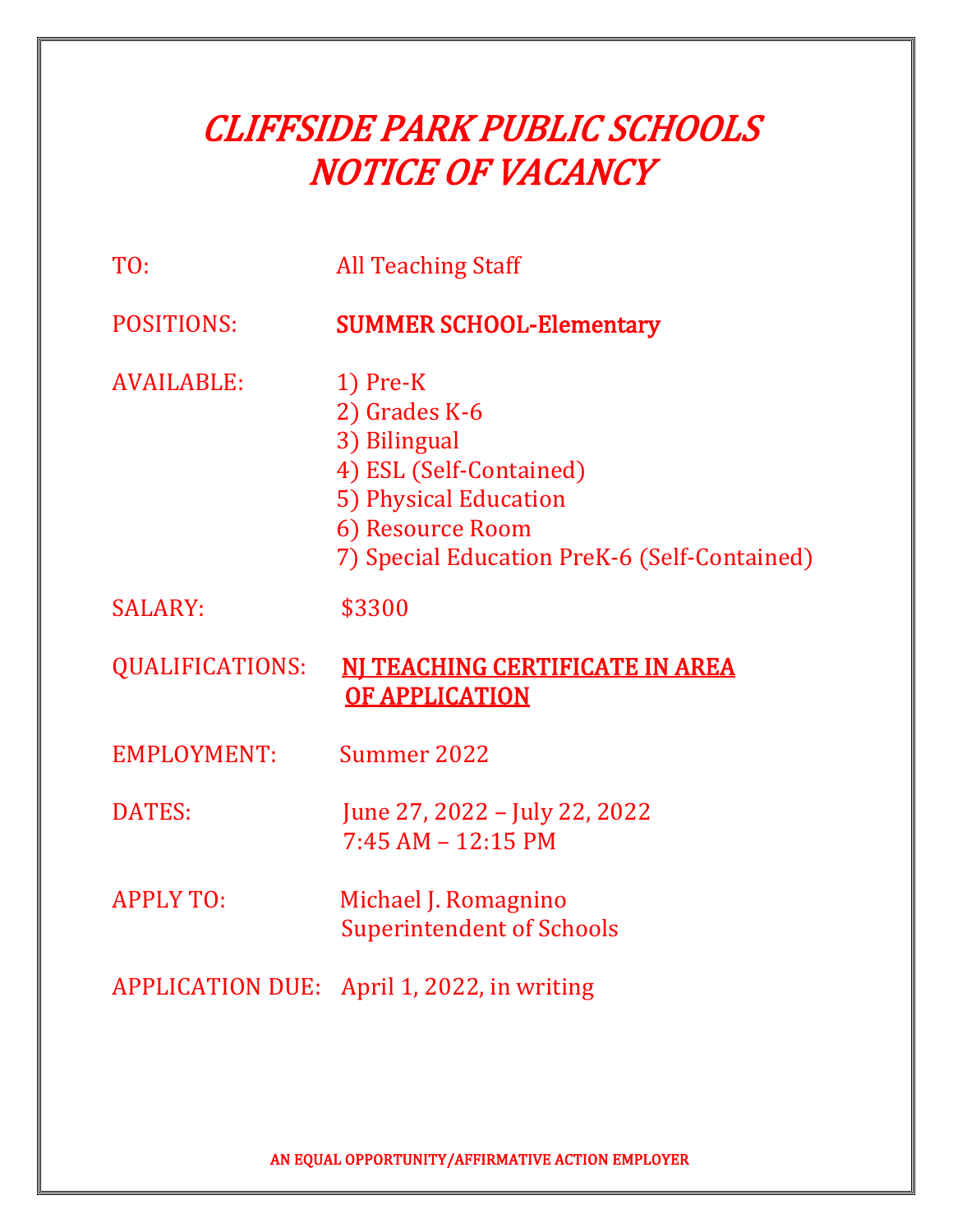# *CLIFFSIDE PARK PUBLIC SCHOOLS*
# *NOTICE OF VACANCY*

TO: All Teaching Staff

POSITIONS: **SUMMER SCHOOL-Elementary**

AVAILABLE:
1) Pre-K
2) Grades K-6
3) Bilingual
4) ESL (Self-Contained)
5) Physical Education
6) Resource Room
7) Special Education PreK-6 (Self-Contained)

SALARY: $3300

QUALIFICATIONS: **NJ TEACHING CERTIFICATE IN AREA OF APPLICATION**

EMPLOYMENT: Summer 2022

DATES: June 27, 2022 – July 22, 2022
7:45 AM – 12:15 PM

APPLY TO: Michael J. Romagnino
Superintendent of Schools

APPLICATION DUE: April 1, 2022, in writing

AN EQUAL OPPORTUNITY/AFFIRMATIVE ACTION EMPLOYER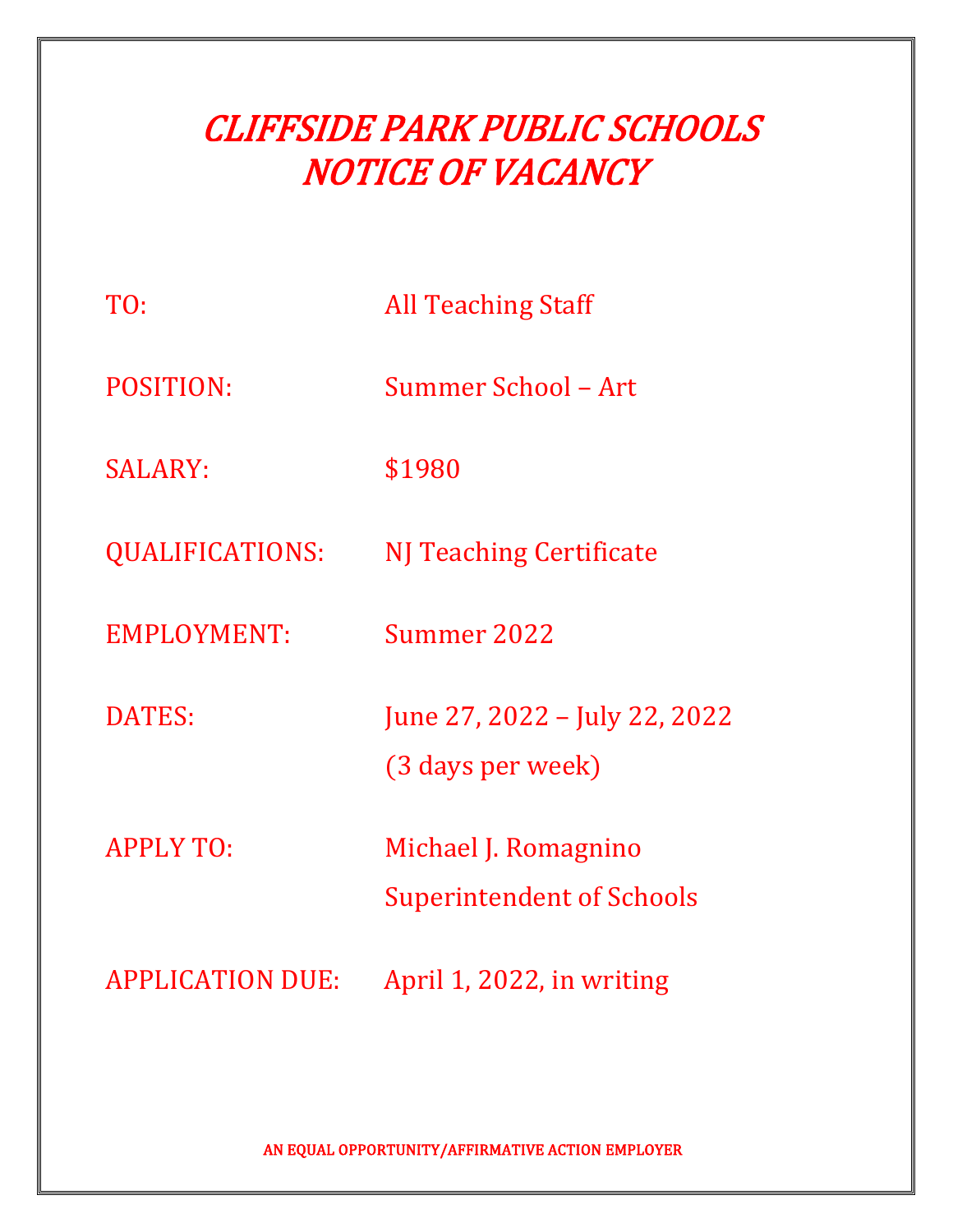# *CLIFFSIDE PARK PUBLIC SCHOOLS*
# *NOTICE OF VACANCY*

| | |
|---|---|
| TO: | All Teaching Staff |
| POSITION: | Summer School – Art |
| SALARY: | $1980 |
| QUALIFICATIONS: | NJ Teaching Certificate |
| EMPLOYMENT: | Summer 2022 |
| DATES: | June 27, 2022 – July 22, 2022<br>(3 days per week) |
| APPLY TO: | Michael J. Romagnino<br>Superintendent of Schools |
| APPLICATION DUE: | April 1, 2022, in writing |

**AN EQUAL OPPORTUNITY/AFFIRMATIVE ACTION EMPLOYER**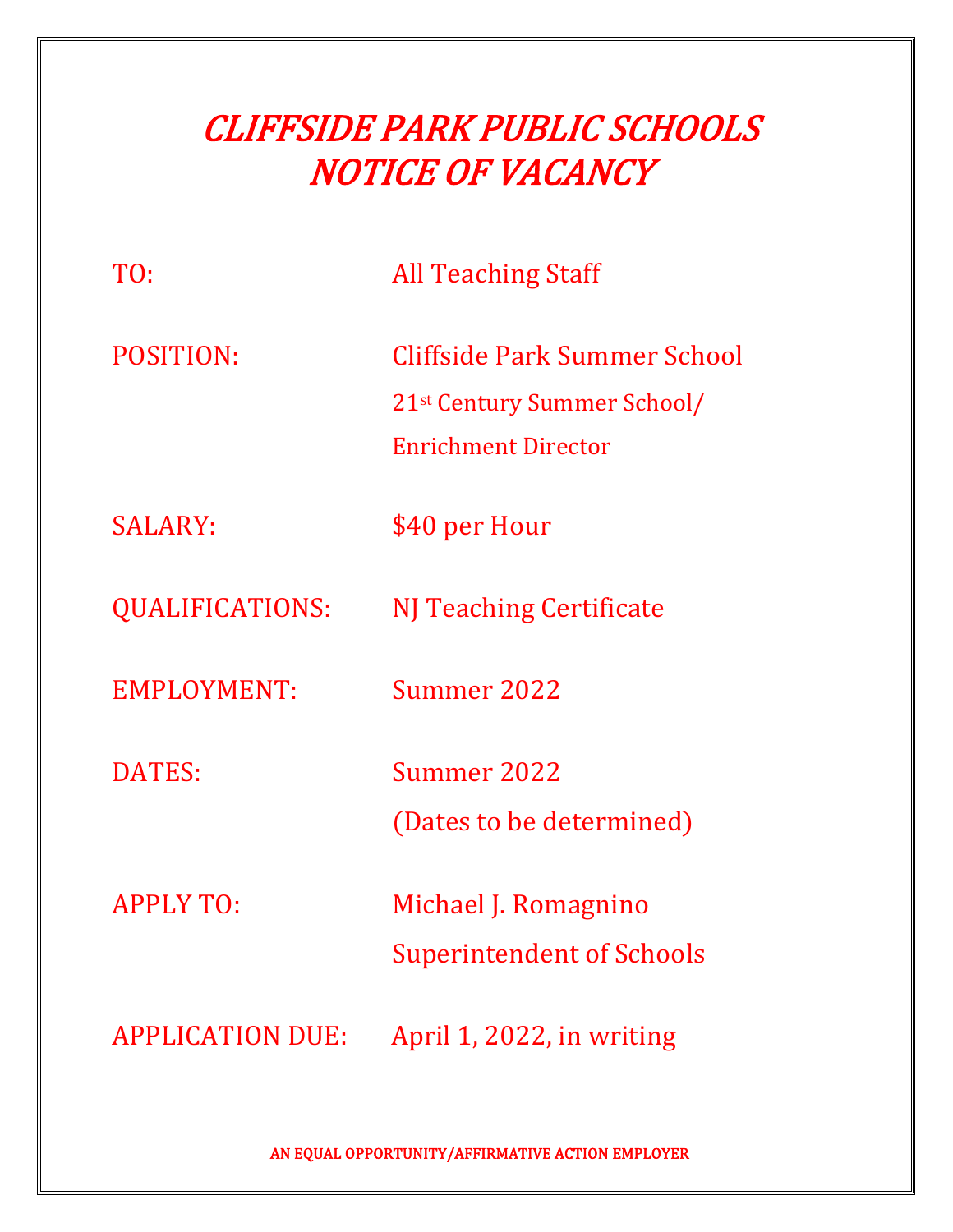# *CLIFFSIDE PARK PUBLIC SCHOOLS*
# *NOTICE OF VACANCY*

TO: All Teaching Staff

POSITION: Cliffside Park Summer School
21st Century Summer School/
Enrichment Director

SALARY: $40 per Hour

QUALIFICATIONS: NJ Teaching Certificate

EMPLOYMENT: Summer 2022

DATES: Summer 2022
(Dates to be determined)

APPLY TO: Michael J. Romagnino
Superintendent of Schools

APPLICATION DUE: April 1, 2022, in writing

AN EQUAL OPPORTUNITY/AFFIRMATIVE ACTION EMPLOYER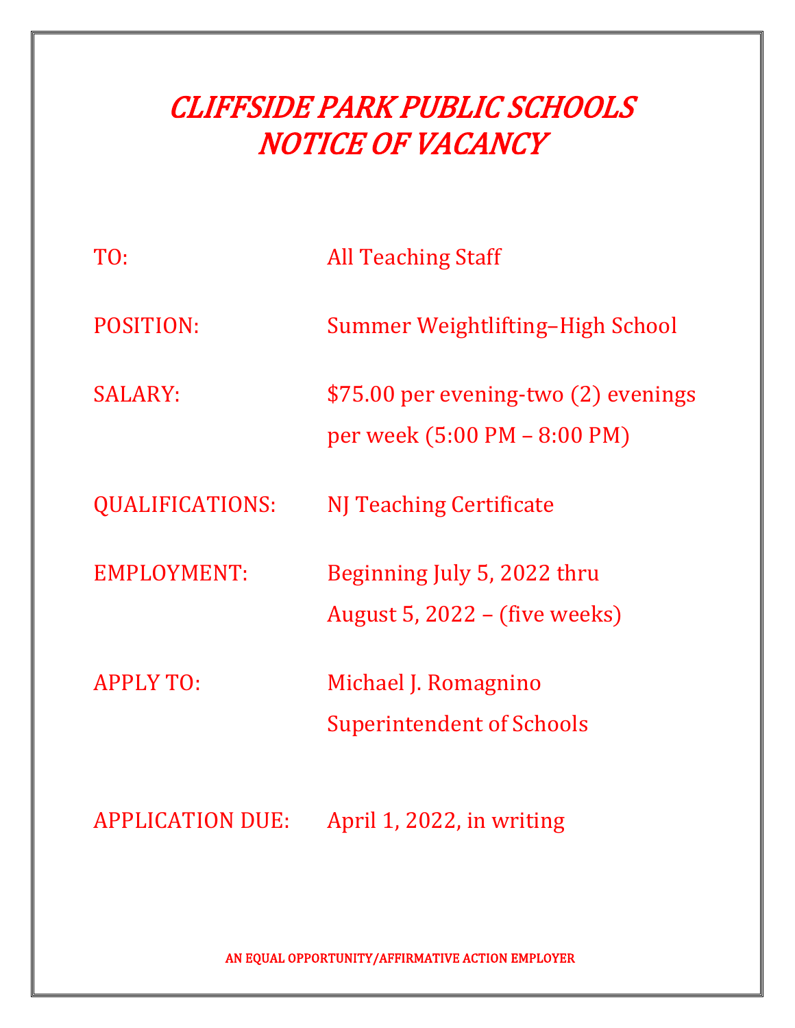# *CLIFFSIDE PARK PUBLIC SCHOOLS*
# *NOTICE OF VACANCY*

| | |
|---|---|
| TO: | All Teaching Staff |
| POSITION: | Summer Weightlifting–High School |
| SALARY: | $75.00 per evening-two (2) evenings per week (5:00 PM – 8:00 PM) |
| QUALIFICATIONS: | NJ Teaching Certificate |
| EMPLOYMENT: | Beginning July 5, 2022 thru August 5, 2022 – (five weeks) |
| APPLY TO: | Michael J. Romagnino<br>Superintendent of Schools |
| APPLICATION DUE: | April 1, 2022, in writing |

AN EQUAL OPPORTUNITY/AFFIRMATIVE ACTION EMPLOYER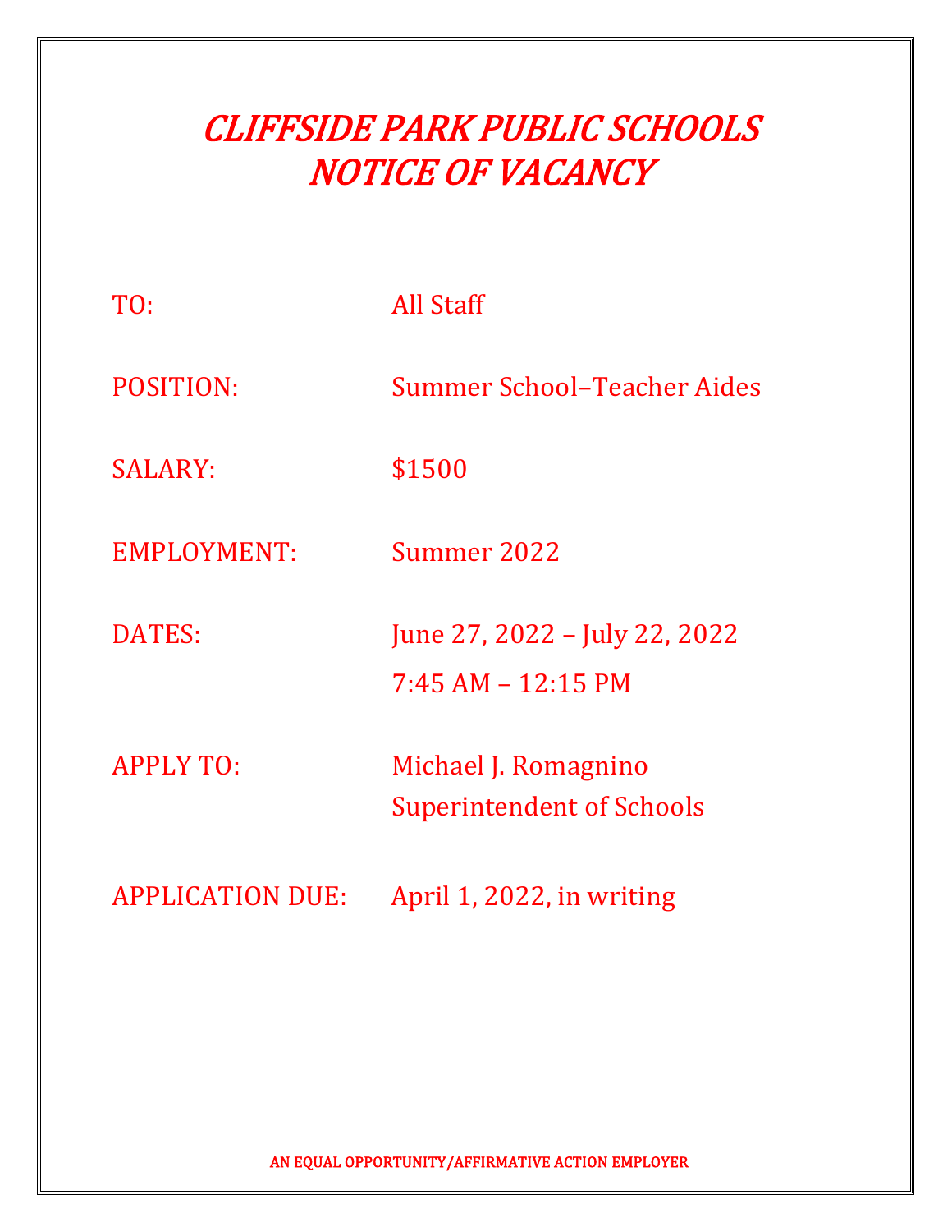# *CLIFFSIDE PARK PUBLIC SCHOOLS*
# *NOTICE OF VACANCY*

| | |
|---|---|
| TO: | All Staff |
| POSITION: | Summer School–Teacher Aides |
| SALARY: | $1500 |
| EMPLOYMENT: | Summer 2022 |
| DATES: | June 27, 2022 – July 22, 2022<br>7:45 AM – 12:15 PM |
| APPLY TO: | Michael J. Romagnino<br>Superintendent of Schools |
| APPLICATION DUE: | April 1, 2022, in writing |

**AN EQUAL OPPORTUNITY/AFFIRMATIVE ACTION EMPLOYER**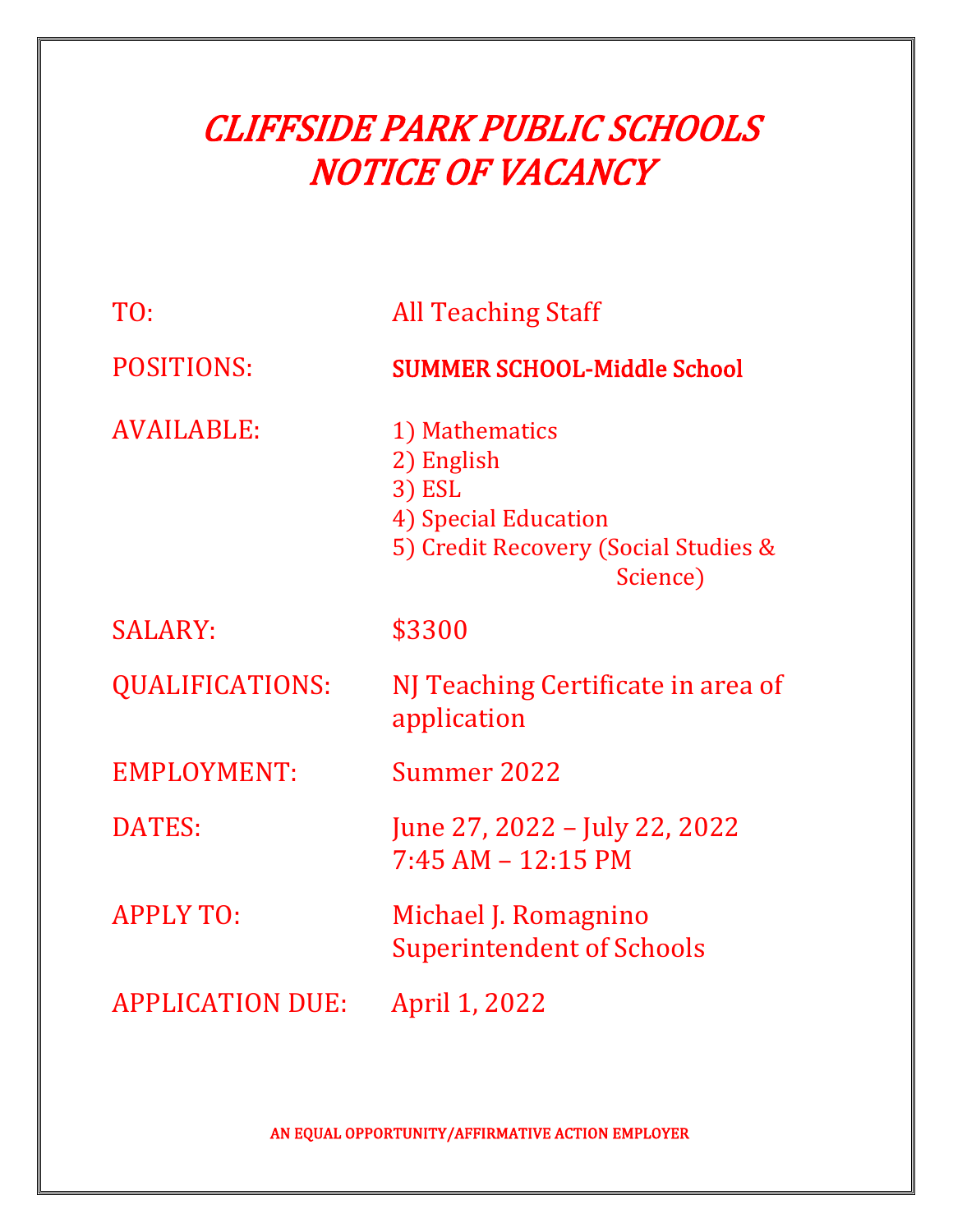# *CLIFFSIDE PARK PUBLIC SCHOOLS*
# *NOTICE OF VACANCY*

| | |
|---|---|
| TO: | All Teaching Staff |
| POSITIONS: | **SUMMER SCHOOL-Middle School** |
| AVAILABLE: | 1) Mathematics<br>2) English<br>3) ESL<br>4) Special Education<br>5) Credit Recovery (Social Studies & Science) |
| SALARY: | $3300 |
| QUALIFICATIONS: | NJ Teaching Certificate in area of application |
| EMPLOYMENT: | Summer 2022 |
| DATES: | June 27, 2022 – July 22, 2022<br>7:45 AM – 12:15 PM |
| APPLY TO: | Michael J. Romagnino<br>Superintendent of Schools |
| APPLICATION DUE: | April 1, 2022 |

AN EQUAL OPPORTUNITY/AFFIRMATIVE ACTION EMPLOYER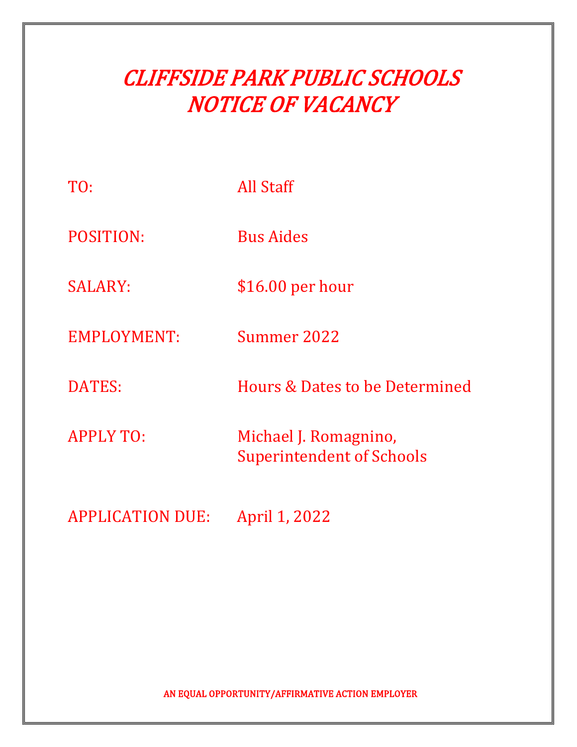# *CLIFFSIDE PARK PUBLIC SCHOOLS*
# *NOTICE OF VACANCY*

| | |
|---|---|
| TO: | All Staff |
| POSITION: | Bus Aides |
| SALARY: | $16.00 per hour |
| EMPLOYMENT: | Summer 2022 |
| DATES: | Hours & Dates to be Determined |
| APPLY TO: | Michael J. Romagnino, Superintendent of Schools |
| APPLICATION DUE: | April 1, 2022 |

AN EQUAL OPPORTUNITY/AFFIRMATIVE ACTION EMPLOYER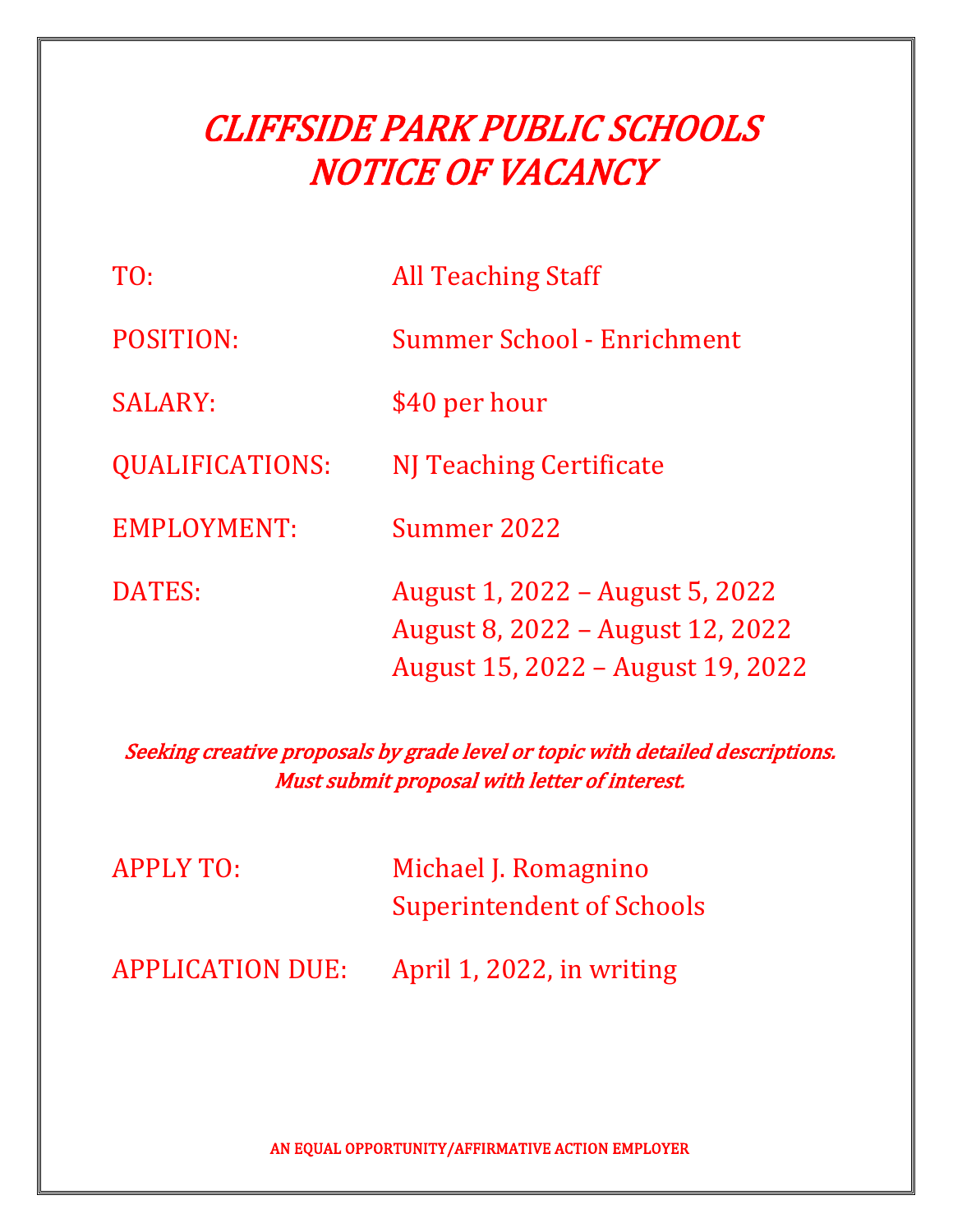# *CLIFFSIDE PARK PUBLIC SCHOOLS*
# *NOTICE OF VACANCY*

| | |
|---|---|
| TO: | All Teaching Staff |
| POSITION: | Summer School - Enrichment |
| SALARY: | $40 per hour |
| QUALIFICATIONS: | NJ Teaching Certificate |
| EMPLOYMENT: | Summer 2022 |
| DATES: | August 1, 2022 – August 5, 2022<br>August 8, 2022 – August 12, 2022<br>August 15, 2022 – August 19, 2022 |

*Seeking creative proposals by grade level or topic with detailed descriptions.*
*Must submit proposal with letter of interest.*

| | |
|---|---|
| APPLY TO: | Michael J. Romagnino<br>Superintendent of Schools |
| APPLICATION DUE: | April 1, 2022, in writing |

AN EQUAL OPPORTUNITY/AFFIRMATIVE ACTION EMPLOYER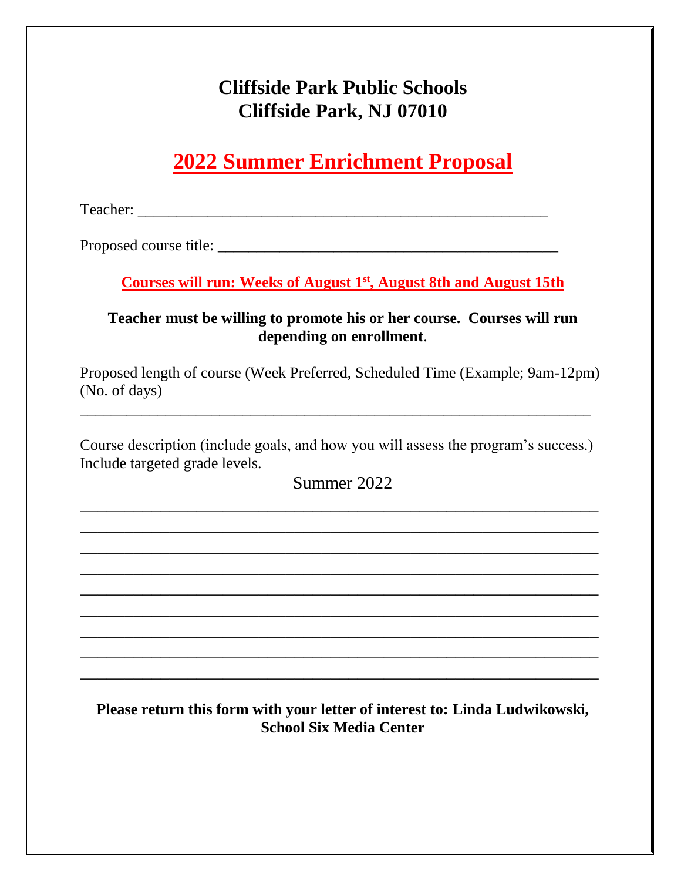# Cliffside Park Public Schools
# Cliffside Park, NJ 07010

## 2022 Summer Enrichment Proposal

Teacher: ___________________________________________________

Proposed course title: ___________________________________________

**Courses will run: Weeks of August 1st, August 8th and August 15th**

**Teacher must be willing to promote his or her course. Courses will run depending on enrollment.**

Proposed length of course (Week Preferred, Scheduled Time (Example; 9am-12pm) (No. of days)

_________________________________________________________________

Course description (include goals, and how you will assess the program's success.) Include targeted grade levels.

Summer 2022

_________________________________________________________________
_________________________________________________________________
_________________________________________________________________
_________________________________________________________________
_________________________________________________________________
_________________________________________________________________
_________________________________________________________________
_________________________________________________________________
_________________________________________________________________

**Please return this form with your letter of interest to: Linda Ludwikowski, School Six Media Center**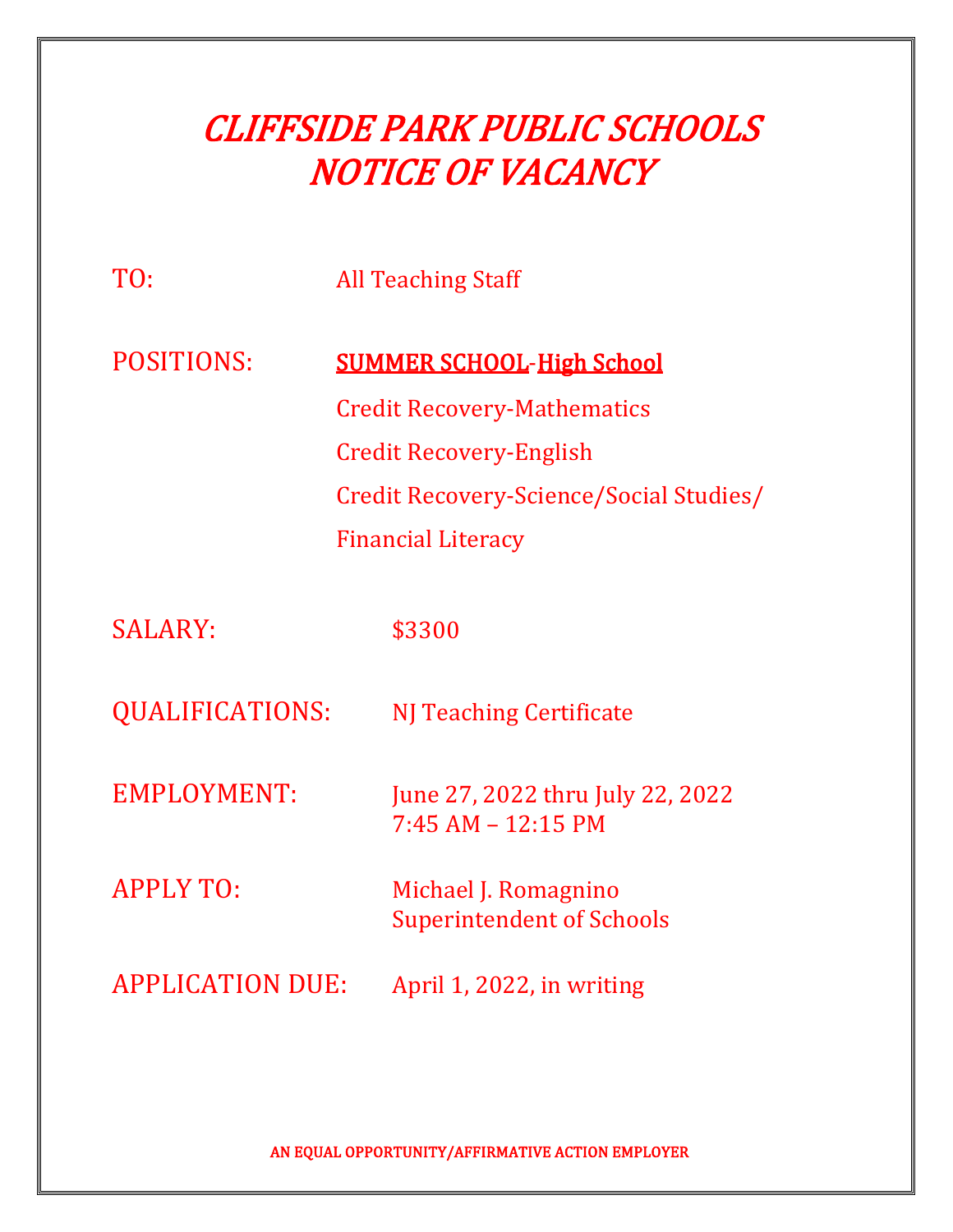# *CLIFFSIDE PARK PUBLIC SCHOOLS*
# *NOTICE OF VACANCY*

TO: All Teaching Staff

POSITIONS: **SUMMER SCHOOL-High School**
Credit Recovery-Mathematics
Credit Recovery-English
Credit Recovery-Science/Social Studies/
Financial Literacy

SALARY: $3300

QUALIFICATIONS: NJ Teaching Certificate

EMPLOYMENT: June 27, 2022 thru July 22, 2022
7:45 AM – 12:15 PM

APPLY TO: Michael J. Romagnino
Superintendent of Schools

APPLICATION DUE: April 1, 2022, in writing

AN EQUAL OPPORTUNITY/AFFIRMATIVE ACTION EMPLOYER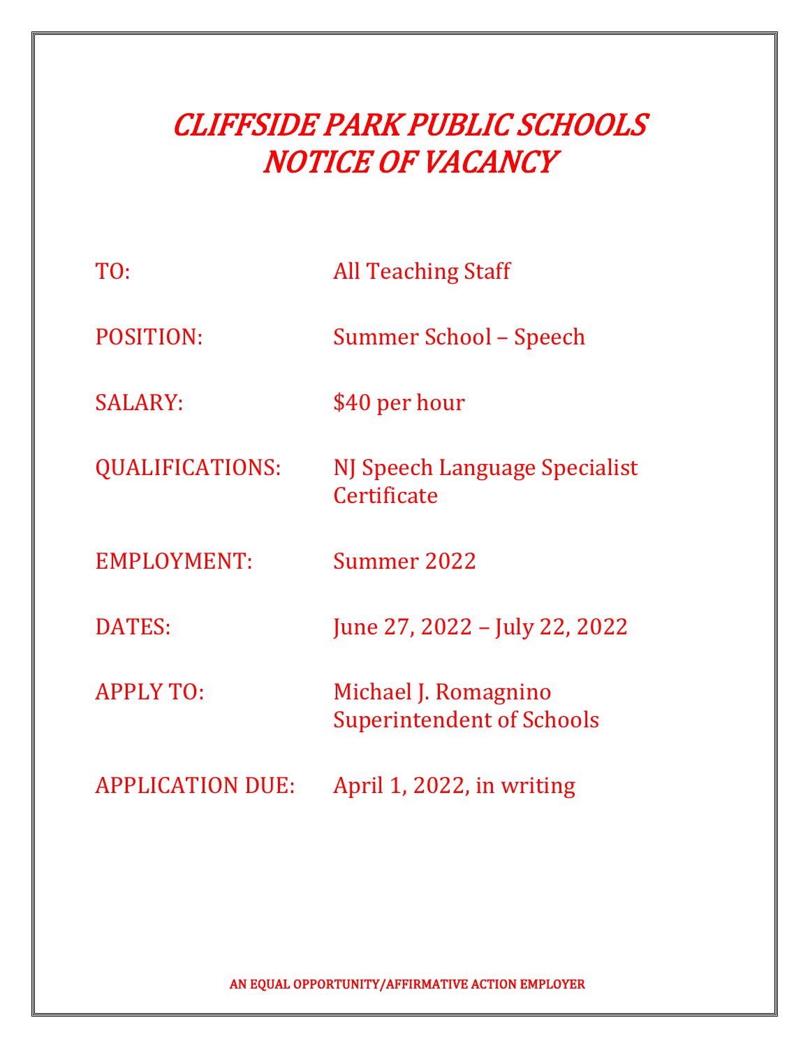# *CLIFFSIDE PARK PUBLIC SCHOOLS*
# *NOTICE OF VACANCY*

| | |
|---|---|
| TO: | All Teaching Staff |
| POSITION: | Summer School – Speech |
| SALARY: | $40 per hour |
| QUALIFICATIONS: | NJ Speech Language Specialist Certificate |
| EMPLOYMENT: | Summer 2022 |
| DATES: | June 27, 2022 – July 22, 2022 |
| APPLY TO: | Michael J. Romagnino<br>Superintendent of Schools |
| APPLICATION DUE: | April 1, 2022, in writing |

AN EQUAL OPPORTUNITY/AFFIRMATIVE ACTION EMPLOYER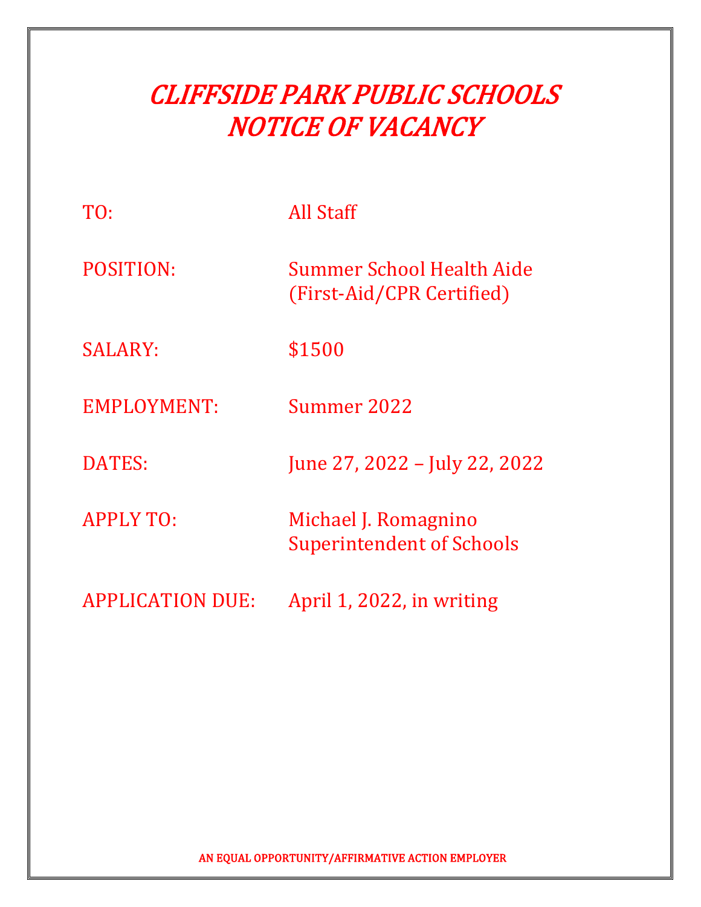# *CLIFFSIDE PARK PUBLIC SCHOOLS*
# *NOTICE OF VACANCY*

TO: All Staff

POSITION: Summer School Health Aide (First-Aid/CPR Certified)

SALARY: $1500

EMPLOYMENT: Summer 2022

DATES: June 27, 2022 – July 22, 2022

APPLY TO: Michael J. Romagnino
Superintendent of Schools

APPLICATION DUE: April 1, 2022, in writing

**AN EQUAL OPPORTUNITY/AFFIRMATIVE ACTION EMPLOYER**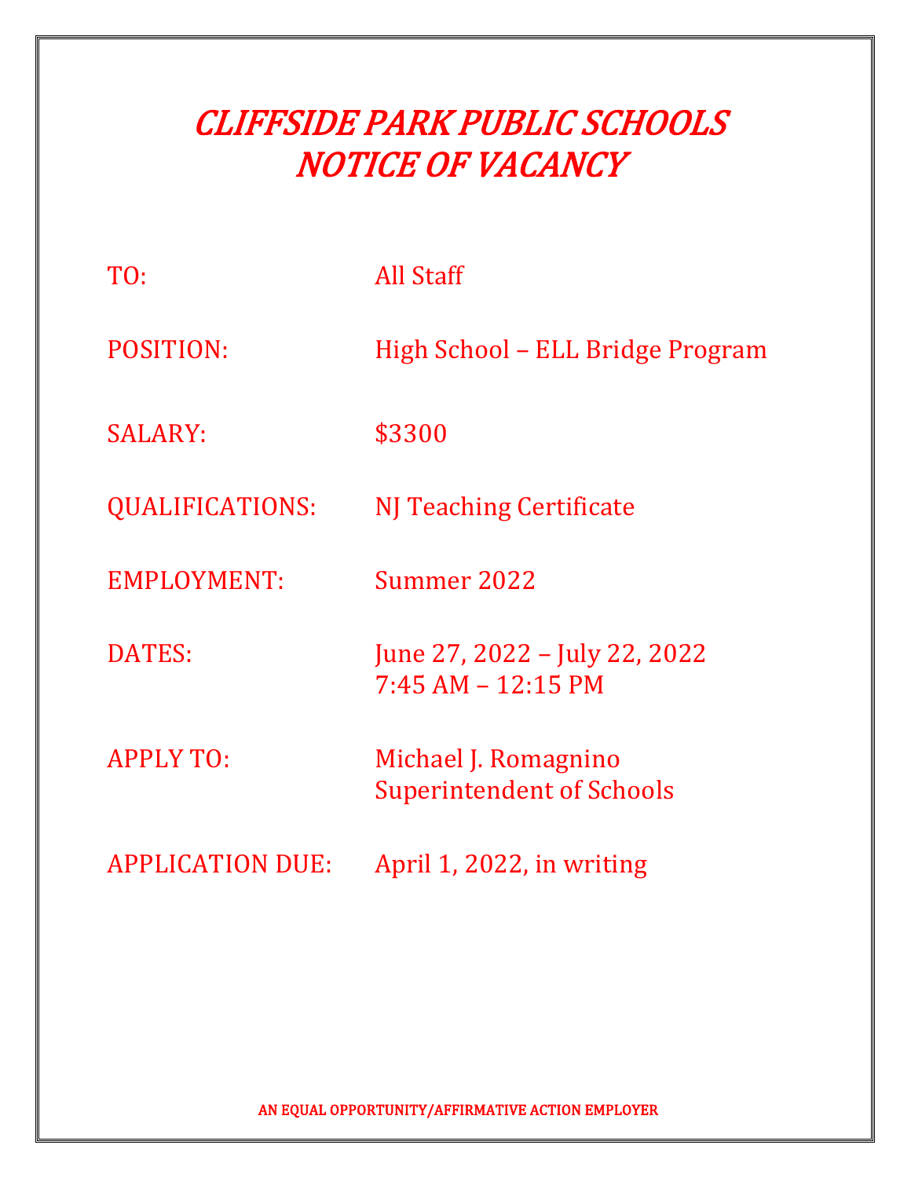# *CLIFFSIDE PARK PUBLIC SCHOOLS*
# *NOTICE OF VACANCY*

| | |
|---|---|
| TO: | All Staff |
| POSITION: | High School – ELL Bridge Program |
| SALARY: | $3300 |
| QUALIFICATIONS: | NJ Teaching Certificate |
| EMPLOYMENT: | Summer 2022 |
| DATES: | June 27, 2022 – July 22, 2022<br>7:45 AM – 12:15 PM |
| APPLY TO: | Michael J. Romagnino<br>Superintendent of Schools |
| APPLICATION DUE: | April 1, 2022, in writing |

AN EQUAL OPPORTUNITY/AFFIRMATIVE ACTION EMPLOYER